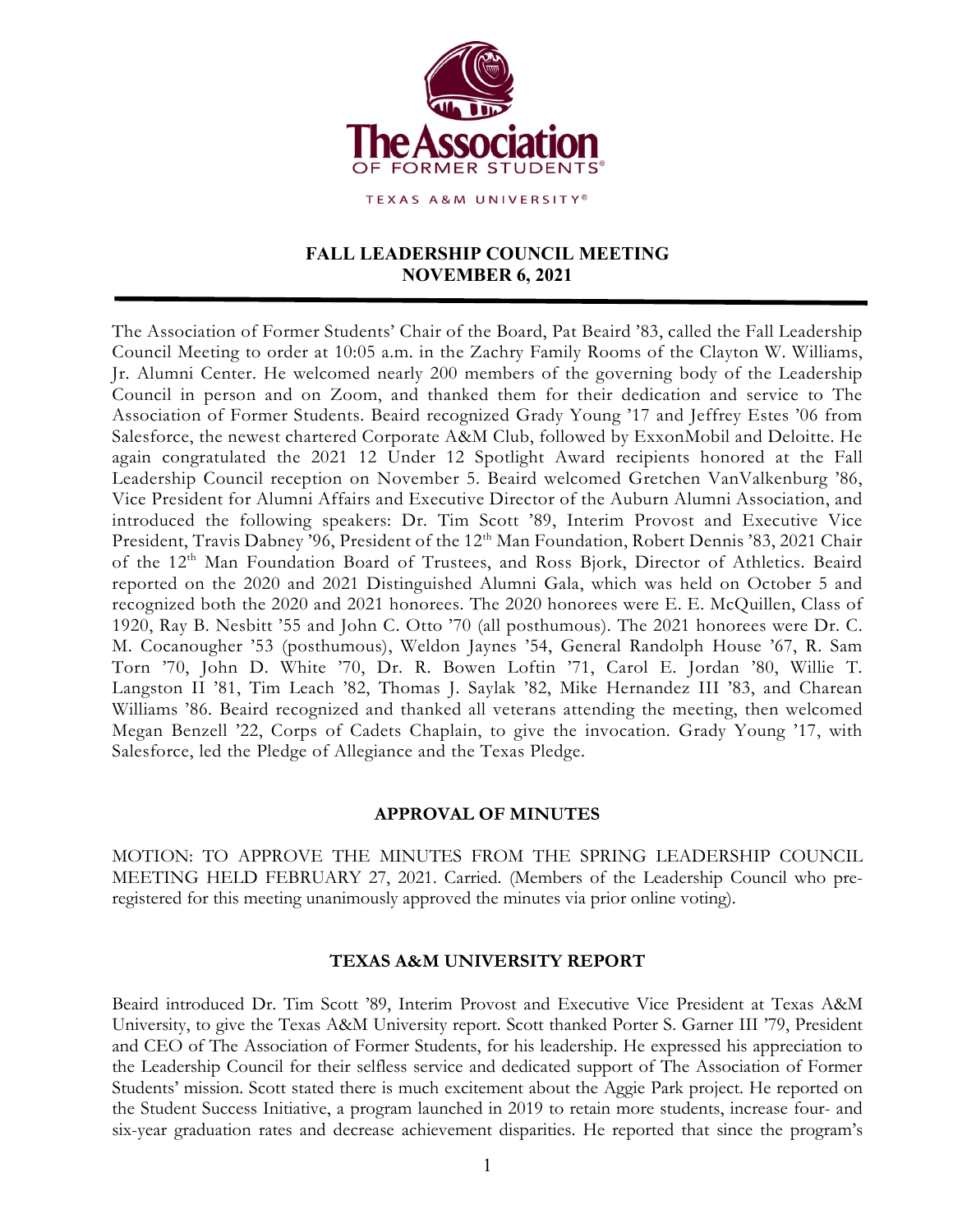The Association of Former Students

TEXAS A&M UNIVERSITY®

# FALL LEADERSHIP COUNCIL MEETING
# NOVEMBER 6, 2021

The Association of Former Students' Chair of the Board, Pat Beaird '83, called the Fall Leadership Council Meeting to order at 10:05 a.m. in the Zachry Family Rooms of the Clayton W. Williams, Jr. Alumni Center. He welcomed nearly 200 members of the governing body of the Leadership Council in person and on Zoom, and thanked them for their dedication and service to The Association of Former Students. Beaird recognized Grady Young '17 and Jeffrey Estes '06 from Salesforce, the newest chartered Corporate A&M Club, followed by ExxonMobil and Deloitte. He again congratulated the 2021 12 Under 12 Spotlight Award recipients honored at the Fall Leadership Council reception on November 5. Beaird welcomed Gretchen VanValkenburg '86, Vice President for Alumni Affairs and Executive Director of the Auburn Alumni Association, and introduced the following speakers: Dr. Tim Scott '89, Interim Provost and Executive Vice President, Travis Dabney '96, President of the 12th Man Foundation, Robert Dennis '83, 2021 Chair of the 12th Man Foundation Board of Trustees, and Ross Bjork, Director of Athletics. Beaird reported on the 2020 and 2021 Distinguished Alumni Gala, which was held on October 5 and recognized both the 2020 and 2021 honorees. The 2020 honorees were E. E. McQuillen, Class of 1920, Ray B. Nesbitt '55 and John C. Otto '70 (all posthumous). The 2021 honorees were Dr. C. M. Cocanougher '53 (posthumous), Weldon Jaynes '54, General Randolph House '67, R. Sam Torn '70, John D. White '70, Dr. R. Bowen Loftin '71, Carol E. Jordan '80, Willie T. Langston II '81, Tim Leach '82, Thomas J. Saylak '82, Mike Hernandez III '83, and Charean Williams '86. Beaird recognized and thanked all veterans attending the meeting, then welcomed Megan Benzell '22, Corps of Cadets Chaplain, to give the invocation. Grady Young '17, with Salesforce, led the Pledge of Allegiance and the Texas Pledge.

## APPROVAL OF MINUTES

MOTION: TO APPROVE THE MINUTES FROM THE SPRING LEADERSHIP COUNCIL MEETING HELD FEBRUARY 27, 2021. Carried. (Members of the Leadership Council who pre-registered for this meeting unanimously approved the minutes via prior online voting).

## TEXAS A&M UNIVERSITY REPORT

Beaird introduced Dr. Tim Scott '89, Interim Provost and Executive Vice President at Texas A&M University, to give the Texas A&M University report. Scott thanked Porter S. Garner III '79, President and CEO of The Association of Former Students, for his leadership. He expressed his appreciation to the Leadership Council for their selfless service and dedicated support of The Association of Former Students' mission. Scott stated there is much excitement about the Aggie Park project. He reported on the Student Success Initiative, a program launched in 2019 to retain more students, increase four- and six-year graduation rates and decrease achievement disparities. He reported that since the program's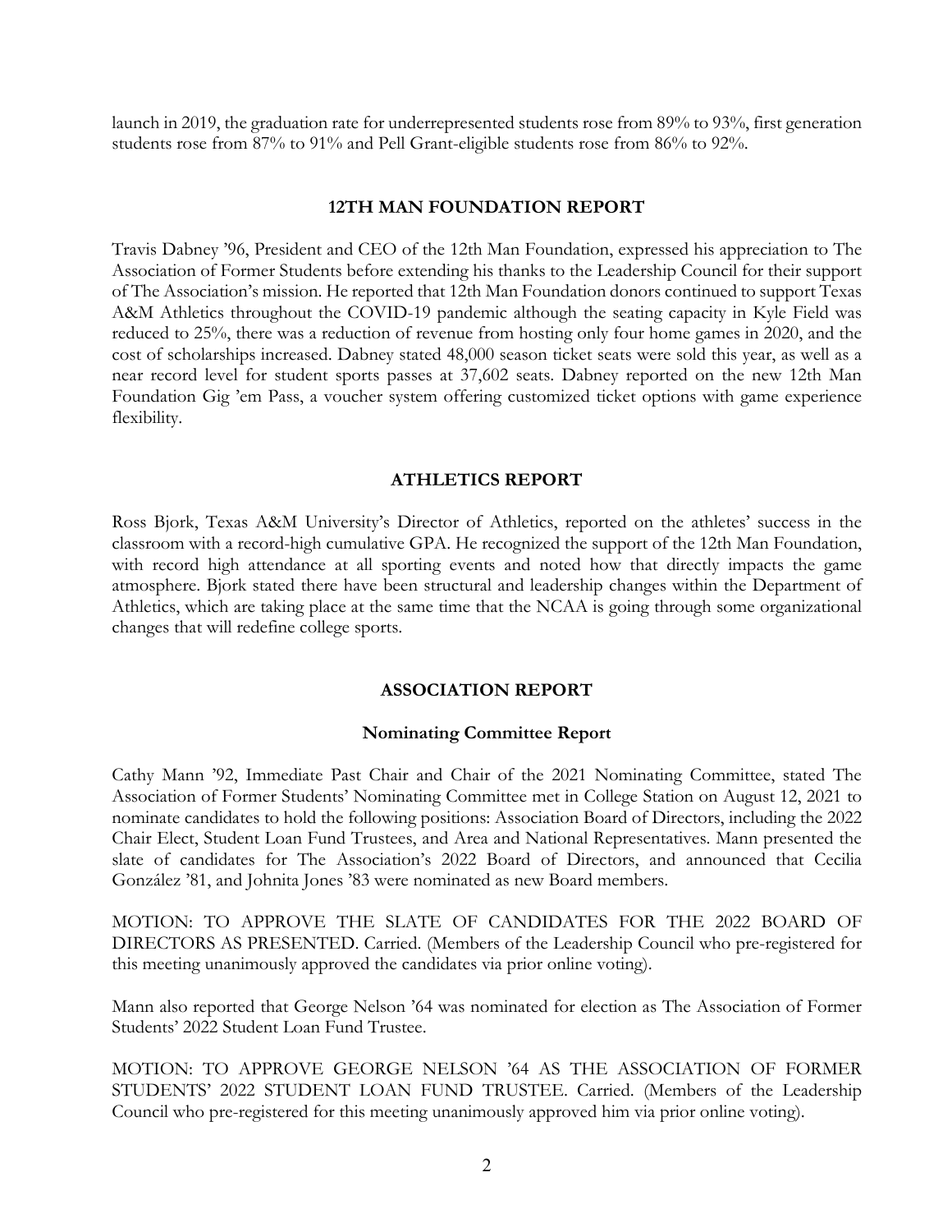launch in 2019, the graduation rate for underrepresented students rose from 89% to 93%, first generation students rose from 87% to 91% and Pell Grant-eligible students rose from 86% to 92%.

## 12TH MAN FOUNDATION REPORT

Travis Dabney '96, President and CEO of the 12th Man Foundation, expressed his appreciation to The Association of Former Students before extending his thanks to the Leadership Council for their support of The Association's mission. He reported that 12th Man Foundation donors continued to support Texas A&M Athletics throughout the COVID-19 pandemic although the seating capacity in Kyle Field was reduced to 25%, there was a reduction of revenue from hosting only four home games in 2020, and the cost of scholarships increased. Dabney stated 48,000 season ticket seats were sold this year, as well as a near record level for student sports passes at 37,602 seats. Dabney reported on the new 12th Man Foundation Gig 'em Pass, a voucher system offering customized ticket options with game experience flexibility.

## ATHLETICS REPORT

Ross Bjork, Texas A&M University's Director of Athletics, reported on the athletes' success in the classroom with a record-high cumulative GPA. He recognized the support of the 12th Man Foundation, with record high attendance at all sporting events and noted how that directly impacts the game atmosphere. Bjork stated there have been structural and leadership changes within the Department of Athletics, which are taking place at the same time that the NCAA is going through some organizational changes that will redefine college sports.

## ASSOCIATION REPORT

### Nominating Committee Report

Cathy Mann '92, Immediate Past Chair and Chair of the 2021 Nominating Committee, stated The Association of Former Students' Nominating Committee met in College Station on August 12, 2021 to nominate candidates to hold the following positions: Association Board of Directors, including the 2022 Chair Elect, Student Loan Fund Trustees, and Area and National Representatives. Mann presented the slate of candidates for The Association's 2022 Board of Directors, and announced that Cecilia González '81, and Johnita Jones '83 were nominated as new Board members.

MOTION: TO APPROVE THE SLATE OF CANDIDATES FOR THE 2022 BOARD OF DIRECTORS AS PRESENTED. Carried. (Members of the Leadership Council who pre-registered for this meeting unanimously approved the candidates via prior online voting).

Mann also reported that George Nelson '64 was nominated for election as The Association of Former Students' 2022 Student Loan Fund Trustee.

MOTION: TO APPROVE GEORGE NELSON '64 AS THE ASSOCIATION OF FORMER STUDENTS' 2022 STUDENT LOAN FUND TRUSTEE. Carried. (Members of the Leadership Council who pre-registered for this meeting unanimously approved him via prior online voting).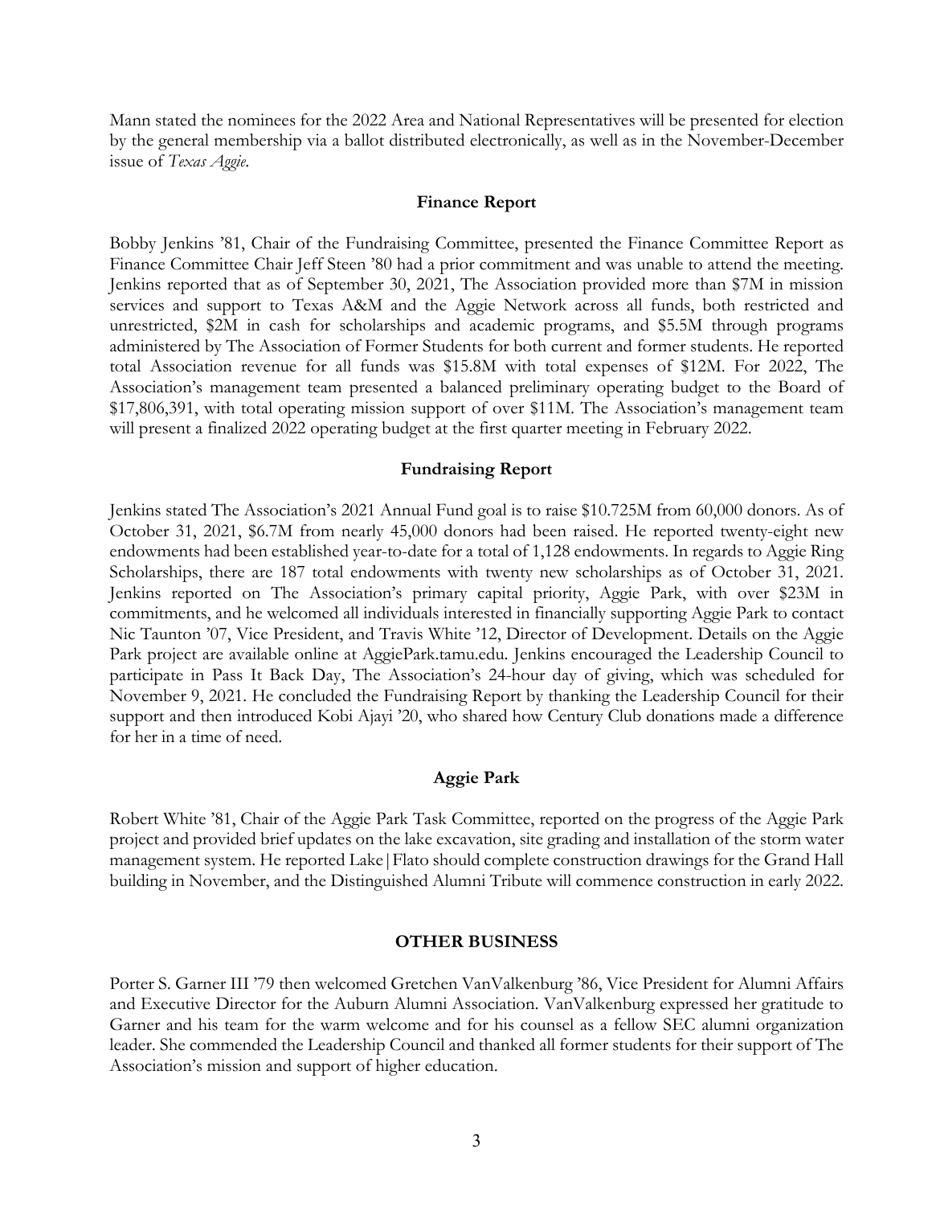Mann stated the nominees for the 2022 Area and National Representatives will be presented for election by the general membership via a ballot distributed electronically, as well as in the November-December issue of *Texas Aggie*.

### Finance Report

Bobby Jenkins '81, Chair of the Fundraising Committee, presented the Finance Committee Report as Finance Committee Chair Jeff Steen '80 had a prior commitment and was unable to attend the meeting. Jenkins reported that as of September 30, 2021, The Association provided more than $7M in mission services and support to Texas A&M and the Aggie Network across all funds, both restricted and unrestricted, $2M in cash for scholarships and academic programs, and $5.5M through programs administered by The Association of Former Students for both current and former students. He reported total Association revenue for all funds was $15.8M with total expenses of $12M. For 2022, The Association's management team presented a balanced preliminary operating budget to the Board of $17,806,391, with total operating mission support of over $11M. The Association's management team will present a finalized 2022 operating budget at the first quarter meeting in February 2022.

### Fundraising Report

Jenkins stated The Association's 2021 Annual Fund goal is to raise $10.725M from 60,000 donors. As of October 31, 2021, $6.7M from nearly 45,000 donors had been raised. He reported twenty-eight new endowments had been established year-to-date for a total of 1,128 endowments. In regards to Aggie Ring Scholarships, there are 187 total endowments with twenty new scholarships as of October 31, 2021. Jenkins reported on The Association's primary capital priority, Aggie Park, with over $23M in commitments, and he welcomed all individuals interested in financially supporting Aggie Park to contact Nic Taunton '07, Vice President, and Travis White '12, Director of Development. Details on the Aggie Park project are available online at AggiePark.tamu.edu. Jenkins encouraged the Leadership Council to participate in Pass It Back Day, The Association's 24-hour day of giving, which was scheduled for November 9, 2021. He concluded the Fundraising Report by thanking the Leadership Council for their support and then introduced Kobi Ajayi '20, who shared how Century Club donations made a difference for her in a time of need.

### Aggie Park

Robert White '81, Chair of the Aggie Park Task Committee, reported on the progress of the Aggie Park project and provided brief updates on the lake excavation, site grading and installation of the storm water management system. He reported Lake|Flato should complete construction drawings for the Grand Hall building in November, and the Distinguished Alumni Tribute will commence construction in early 2022.

## OTHER BUSINESS

Porter S. Garner III '79 then welcomed Gretchen VanValkenburg '86, Vice President for Alumni Affairs and Executive Director for the Auburn Alumni Association. VanValkenburg expressed her gratitude to Garner and his team for the warm welcome and for his counsel as a fellow SEC alumni organization leader. She commended the Leadership Council and thanked all former students for their support of The Association's mission and support of higher education.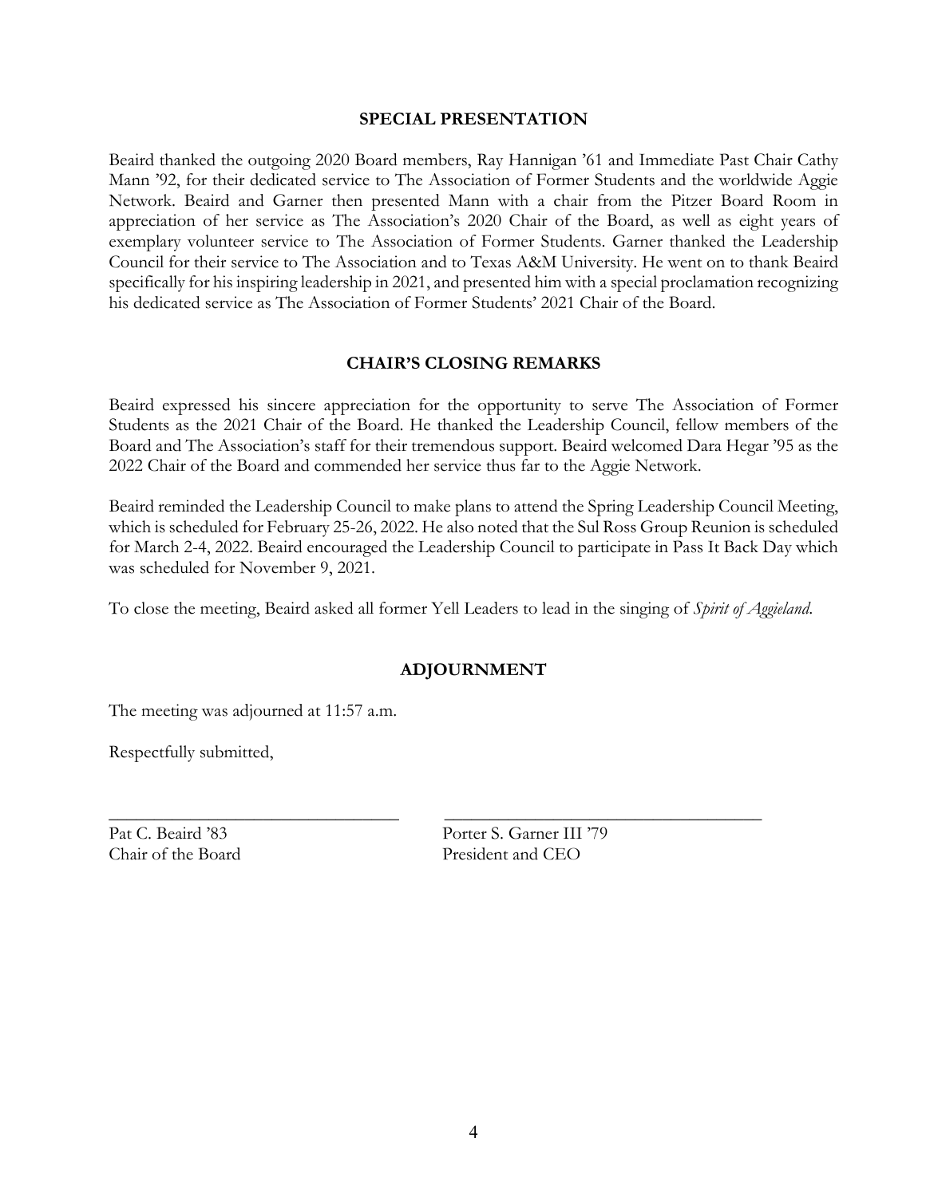## SPECIAL PRESENTATION

Beaird thanked the outgoing 2020 Board members, Ray Hannigan '61 and Immediate Past Chair Cathy Mann '92, for their dedicated service to The Association of Former Students and the worldwide Aggie Network. Beaird and Garner then presented Mann with a chair from the Pitzer Board Room in appreciation of her service as The Association's 2020 Chair of the Board, as well as eight years of exemplary volunteer service to The Association of Former Students. Garner thanked the Leadership Council for their service to The Association and to Texas A&M University. He went on to thank Beaird specifically for his inspiring leadership in 2021, and presented him with a special proclamation recognizing his dedicated service as The Association of Former Students' 2021 Chair of the Board.

## CHAIR'S CLOSING REMARKS

Beaird expressed his sincere appreciation for the opportunity to serve The Association of Former Students as the 2021 Chair of the Board. He thanked the Leadership Council, fellow members of the Board and The Association's staff for their tremendous support. Beaird welcomed Dara Hegar '95 as the 2022 Chair of the Board and commended her service thus far to the Aggie Network.

Beaird reminded the Leadership Council to make plans to attend the Spring Leadership Council Meeting, which is scheduled for February 25-26, 2022. He also noted that the Sul Ross Group Reunion is scheduled for March 2-4, 2022. Beaird encouraged the Leadership Council to participate in Pass It Back Day which was scheduled for November 9, 2021.

To close the meeting, Beaird asked all former Yell Leaders to lead in the singing of *Spirit of Aggieland*.

## ADJOURNMENT

The meeting was adjourned at 11:57 a.m.

Respectfully submitted,

\_\_\_\_\_\_\_\_\_\_\_\_\_\_\_\_\_\_\_\_\_\_\_\_\_\_\_\_\_\_\_\_
Pat C. Beaird '83
Chair of the Board

\_\_\_\_\_\_\_\_\_\_\_\_\_\_\_\_\_\_\_\_\_\_\_\_\_\_\_\_\_\_\_\_
Porter S. Garner III '79
President and CEO